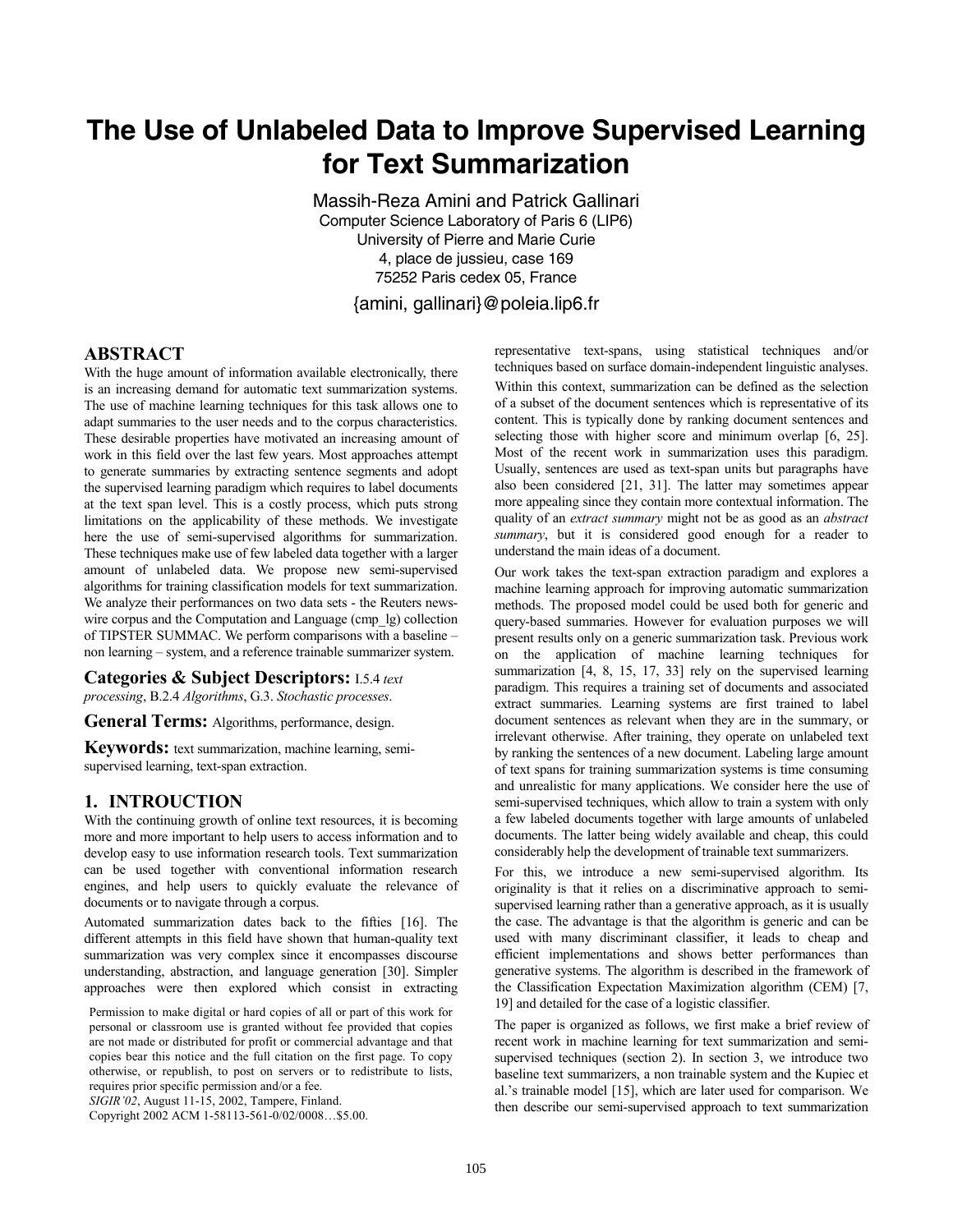# The Use of Unlabeled Data to Improve Supervised Learning for Text Summarization

Massih-Reza Amini and Patrick Gallinari
Computer Science Laboratory of Paris 6 (LIP6)
University of Pierre and Marie Curie
4, place de jussieu, case 169
75252 Paris cedex 05, France

{amini, gallinari}@poleia.lip6.fr

## ABSTRACT

With the huge amount of information available electronically, there is an increasing demand for automatic text summarization systems. The use of machine learning techniques for this task allows one to adapt summaries to the user needs and to the corpus characteristics. These desirable properties have motivated an increasing amount of work in this field over the last few years. Most approaches attempt to generate summaries by extracting sentence segments and adopt the supervised learning paradigm which requires to label documents at the text span level. This is a costly process, which puts strong limitations on the applicability of these methods. We investigate here the use of semi-supervised algorithms for summarization. These techniques make use of few labeled data together with a larger amount of unlabeled data. We propose new semi-supervised algorithms for training classification models for text summarization. We analyze their performances on two data sets - the Reuters news-wire corpus and the Computation and Language (cmp_lg) collection of TIPSTER SUMMAC. We perform comparisons with a baseline – non learning – system, and a reference trainable summarizer system.

**Categories & Subject Descriptors:** I.5.4 *text processing*, B.2.4 *Algorithms*, G.3. *Stochastic processes*.

**General Terms:** Algorithms, performance, design.

**Keywords:** text summarization, machine learning, semi-supervised learning, text-span extraction.

## 1. INTROUCTION

With the continuing growth of online text resources, it is becoming more and more important to help users to access information and to develop easy to use information research tools. Text summarization can be used together with conventional information research engines, and help users to quickly evaluate the relevance of documents or to navigate through a corpus.

Automated summarization dates back to the fifties [16]. The different attempts in this field have shown that human-quality text summarization was very complex since it encompasses discourse understanding, abstraction, and language generation [30]. Simpler approaches were then explored which consist in extracting representative text-spans, using statistical techniques and/or techniques based on surface domain-independent linguistic analyses.

Within this context, summarization can be defined as the selection of a subset of the document sentences which is representative of its content. This is typically done by ranking document sentences and selecting those with higher score and minimum overlap [6, 25]. Most of the recent work in summarization uses this paradigm. Usually, sentences are used as text-span units but paragraphs have also been considered [21, 31]. The latter may sometimes appear more appealing since they contain more contextual information. The quality of an *extract summary* might not be as good as an *abstract summary*, but it is considered good enough for a reader to understand the main ideas of a document.

Our work takes the text-span extraction paradigm and explores a machine learning approach for improving automatic summarization methods. The proposed model could be used both for generic and query-based summaries. However for evaluation purposes we will present results only on a generic summarization task. Previous work on the application of machine learning techniques for summarization [4, 8, 15, 17, 33] rely on the supervised learning paradigm. This requires a training set of documents and associated extract summaries. Learning systems are first trained to label document sentences as relevant when they are in the summary, or irrelevant otherwise. After training, they operate on unlabeled text by ranking the sentences of a new document. Labeling large amount of text spans for training summarization systems is time consuming and unrealistic for many applications. We consider here the use of semi-supervised techniques, which allow to train a system with only a few labeled documents together with large amounts of unlabeled documents. The latter being widely available and cheap, this could considerably help the development of trainable text summarizers.

For this, we introduce a new semi-supervised algorithm. Its originality is that it relies on a discriminative approach to semi-supervised learning rather than a generative approach, as it is usually the case. The advantage is that the algorithm is generic and can be used with many discriminant classifier, it leads to cheap and efficient implementations and shows better performances than generative systems. The algorithm is described in the framework of the Classification Expectation Maximization algorithm (CEM) [7, 19] and detailed for the case of a logistic classifier.

The paper is organized as follows, we first make a brief review of recent work in machine learning for text summarization and semi-supervised techniques (section 2). In section 3, we introduce two baseline text summarizers, a non trainable system and the Kupiec et al.'s trainable model [15], which are later used for comparison. We then describe our semi-supervised approach to text summarization

Permission to make digital or hard copies of all or part of this work for personal or classroom use is granted without fee provided that copies are not made or distributed for profit or commercial advantage and that copies bear this notice and the full citation on the first page. To copy otherwise, or republish, to post on servers or to redistribute to lists, requires prior specific permission and/or a fee.
*SIGIR'02*, August 11-15, 2002, Tampere, Finland.
Copyright 2002 ACM 1-58113-561-0/02/0008…$5.00.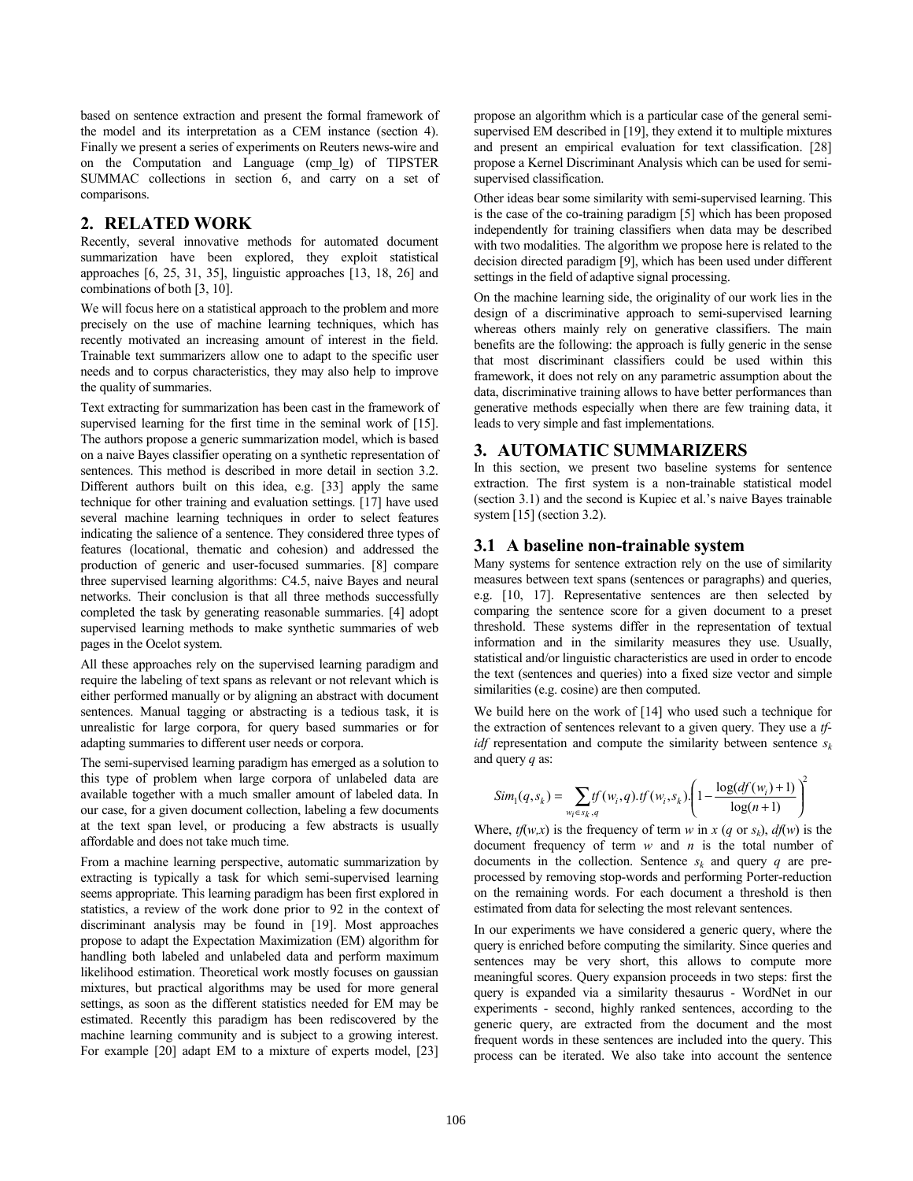based on sentence extraction and present the formal framework of the model and its interpretation as a CEM instance (section 4). Finally we present a series of experiments on Reuters news-wire and on the Computation and Language (cmp_lg) of TIPSTER SUMMAC collections in section 6, and carry on a set of comparisons.

## 2. RELATED WORK

Recently, several innovative methods for automated document summarization have been explored, they exploit statistical approaches [6, 25, 31, 35], linguistic approaches [13, 18, 26] and combinations of both [3, 10].

We will focus here on a statistical approach to the problem and more precisely on the use of machine learning techniques, which has recently motivated an increasing amount of interest in the field. Trainable text summarizers allow one to adapt to the specific user needs and to corpus characteristics, they may also help to improve the quality of summaries.

Text extracting for summarization has been cast in the framework of supervised learning for the first time in the seminal work of [15]. The authors propose a generic summarization model, which is based on a naive Bayes classifier operating on a synthetic representation of sentences. This method is described in more detail in section 3.2. Different authors built on this idea, e.g. [33] apply the same technique for other training and evaluation settings. [17] have used several machine learning techniques in order to select features indicating the salience of a sentence. They considered three types of features (locational, thematic and cohesion) and addressed the production of generic and user-focused summaries. [8] compare three supervised learning algorithms: C4.5, naive Bayes and neural networks. Their conclusion is that all three methods successfully completed the task by generating reasonable summaries. [4] adopt supervised learning methods to make synthetic summaries of web pages in the Ocelot system.

All these approaches rely on the supervised learning paradigm and require the labeling of text spans as relevant or not relevant which is either performed manually or by aligning an abstract with document sentences. Manual tagging or abstracting is a tedious task, it is unrealistic for large corpora, for query based summaries or for adapting summaries to different user needs or corpora.

The semi-supervised learning paradigm has emerged as a solution to this type of problem when large corpora of unlabeled data are available together with a much smaller amount of labeled data. In our case, for a given document collection, labeling a few documents at the text span level, or producing a few abstracts is usually affordable and does not take much time.

From a machine learning perspective, automatic summarization by extracting is typically a task for which semi-supervised learning seems appropriate. This learning paradigm has been first explored in statistics, a review of the work done prior to 92 in the context of discriminant analysis may be found in [19]. Most approaches propose to adapt the Expectation Maximization (EM) algorithm for handling both labeled and unlabeled data and perform maximum likelihood estimation. Theoretical work mostly focuses on gaussian mixtures, but practical algorithms may be used for more general settings, as soon as the different statistics needed for EM may be estimated. Recently this paradigm has been rediscovered by the machine learning community and is subject to a growing interest. For example [20] adapt EM to a mixture of experts model, [23] propose an algorithm which is a particular case of the general semi-supervised EM described in [19], they extend it to multiple mixtures and present an empirical evaluation for text classification. [28] propose a Kernel Discriminant Analysis which can be used for semi-supervised classification.

Other ideas bear some similarity with semi-supervised learning. This is the case of the co-training paradigm [5] which has been proposed independently for training classifiers when data may be described with two modalities. The algorithm we propose here is related to the decision directed paradigm [9], which has been used under different settings in the field of adaptive signal processing.

On the machine learning side, the originality of our work lies in the design of a discriminative approach to semi-supervised learning whereas others mainly rely on generative classifiers. The main benefits are the following: the approach is fully generic in the sense that most discriminant classifiers could be used within this framework, it does not rely on any parametric assumption about the data, discriminative training allows to have better performances than generative methods especially when there are few training data, it leads to very simple and fast implementations.

## 3. AUTOMATIC SUMMARIZERS

In this section, we present two baseline systems for sentence extraction. The first system is a non-trainable statistical model (section 3.1) and the second is Kupiec et al.'s naive Bayes trainable system [15] (section 3.2).

### 3.1 A baseline non-trainable system

Many systems for sentence extraction rely on the use of similarity measures between text spans (sentences or paragraphs) and queries, e.g. [10, 17]. Representative sentences are then selected by comparing the sentence score for a given document to a preset threshold. These systems differ in the representation of textual information and in the similarity measures they use. Usually, statistical and/or linguistic characteristics are used in order to encode the text (sentences and queries) into a fixed size vector and simple similarities (e.g. cosine) are then computed.

We build here on the work of [14] who used such a technique for the extraction of sentences relevant to a given query. They use a *tf-idf* representation and compute the similarity between sentence $s_k$ and query $q$ as:

$$Sim_1(q, s_k) = \sum_{w_i \in s_k, q} tf(w_i, q).tf(w_i, s_k).\left(1 - \frac{\log(df(w_i)+1)}{\log(n+1)}\right)^2$$

Where, $tf(w,x)$ is the frequency of term $w$ in $x$ ($q$ or $s_k$), $df(w)$ is the document frequency of term $w$ and $n$ is the total number of documents in the collection. Sentence $s_k$ and query $q$ are pre-processed by removing stop-words and performing Porter-reduction on the remaining words. For each document a threshold is then estimated from data for selecting the most relevant sentences.

In our experiments we have considered a generic query, where the query is enriched before computing the similarity. Since queries and sentences may be very short, this allows to compute more meaningful scores. Query expansion proceeds in two steps: first the query is expanded via a similarity thesaurus - WordNet in our experiments - second, highly ranked sentences, according to the generic query, are extracted from the document and the most frequent words in these sentences are included into the query. This process can be iterated. We also take into account the sentence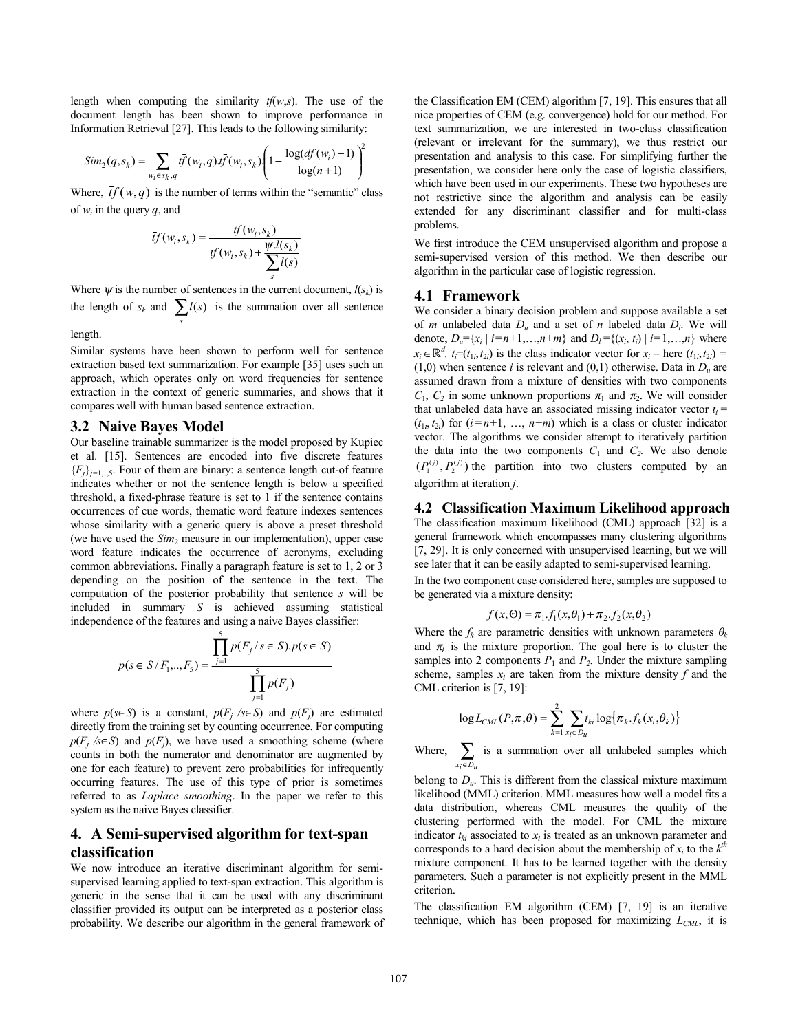length when computing the similarity $tf(w,s)$. The use of the document length has been shown to improve performance in Information Retrieval [27]. This leads to the following similarity:

$$Sim_2(q,s_k) = \sum_{w_i \in s_k, q} \bar{tf}(w_i,q).\bar{tf}(w_i,s_k).\left(1 - \frac{\log(df(w_i)+1)}{\log(n+1)}\right)^2$$

Where, $\bar{tf}(w,q)$ is the number of terms within the "semantic" class of $w_i$ in the query $q$, and

$$\bar{tf}(w_i,s_k) = \frac{tf(w_i,s_k)}{tf(w_i,s_k) + \frac{\psi.l(s_k)}{\sum_s l(s)}}$$

Where $\psi$ is the number of sentences in the current document, $l(s_k)$ is the length of $s_k$ and $\sum_s l(s)$ is the summation over all sentence length.

Similar systems have been shown to perform well for sentence extraction based text summarization. For example [35] uses such an approach, which operates only on word frequencies for sentence extraction in the context of generic summaries, and shows that it compares well with human based sentence extraction.

### 3.2 Naive Bayes Model

Our baseline trainable summarizer is the model proposed by Kupiec et al. [15]. Sentences are encoded into five discrete features $\{F_j\}_{j=1,...,5}$. Four of them are binary: a sentence length cut-of feature indicates whether or not the sentence length is below a specified threshold, a fixed-phrase feature is set to 1 if the sentence contains occurrences of cue words, thematic word feature indexes sentences whose similarity with a generic query is above a preset threshold (we have used the $Sim_2$ measure in our implementation), upper case word feature indicates the occurrence of acronyms, excluding common abbreviations. Finally a paragraph feature is set to 1, 2 or 3 depending on the position of the sentence in the text. The computation of the posterior probability that sentence $s$ will be included in summary $S$ is achieved assuming statistical independence of the features and using a naive Bayes classifier:

$$p(s \in S / F_1,..,F_5) = \frac{\prod_{j=1}^{5} p(F_j / s \in S).p(s \in S)}{\prod_{j=1}^{5} p(F_j)}$$

where $p(s \in S)$ is a constant, $p(F_j / s \in S)$ and $p(F_j)$ are estimated directly from the training set by counting occurrence. For computing $p(F_j / s \in S)$ and $p(F_j)$, we have used a smoothing scheme (where counts in both the numerator and denominator are augmented by one for each feature) to prevent zero probabilities for infrequently occurring features. The use of this type of prior is sometimes referred to as *Laplace smoothing*. In the paper we refer to this system as the naive Bayes classifier.

## 4. A Semi-supervised algorithm for text-span classification

We now introduce an iterative discriminant algorithm for semi-supervised learning applied to text-span extraction. This algorithm is generic in the sense that it can be used with any discriminant classifier provided its output can be interpreted as a posterior class probability. We describe our algorithm in the general framework of the Classification EM (CEM) algorithm [7, 19]. This ensures that all nice properties of CEM (e.g. convergence) hold for our method. For text summarization, we are interested in two-class classification (relevant or irrelevant for the summary), we thus restrict our presentation and analysis to this case. For simplifying further the presentation, we consider here only the case of logistic classifiers, which have been used in our experiments. These two hypotheses are not restrictive since the algorithm and analysis can be easily extended for any discriminant classifier and for multi-class problems.

We first introduce the CEM unsupervised algorithm and propose a semi-supervised version of this method. We then describe our algorithm in the particular case of logistic regression.

### 4.1 Framework

We consider a binary decision problem and suppose available a set of $m$ unlabeled data $D_u$ and a set of $n$ labeled data $D_l$. We will denote, $D_u=\{x_i \mid i=n+1,\ldots,n+m\}$ and $D_l=\{(x_i, t_i) \mid i=1,\ldots,n\}$ where $x_i \in \mathbb{R}^d$, $t_i=(t_{1i},t_{2i})$ is the class indicator vector for $x_i$ – here $(t_{1i},t_{2i}) = (1,0)$ when sentence $i$ is relevant and $(0,1)$ otherwise. Data in $D_u$ are assumed drawn from a mixture of densities with two components $C_1$, $C_2$ in some unknown proportions $\pi_1$ and $\pi_2$. We will consider that unlabeled data have an associated missing indicator vector $t_i = (t_{1i}, t_{2i})$ for $(i=n+1, \ldots, n+m)$ which is a class or cluster indicator vector. The algorithms we consider attempt to iteratively partition the data into the two components $C_1$ and $C_2$. We also denote $(P_1^{(j)}, P_2^{(j)})$ the partition into two clusters computed by an algorithm at iteration $j$.

### 4.2 Classification Maximum Likelihood approach

The classification maximum likelihood (CML) approach [32] is a general framework which encompasses many clustering algorithms [7, 29]. It is only concerned with unsupervised learning, but we will see later that it can be easily adapted to semi-supervised learning.

In the two component case considered here, samples are supposed to be generated via a mixture density:

$$f(x,\Theta) = \pi_1.f_1(x,\theta_1) + \pi_2.f_2(x,\theta_2)$$

Where the $f_k$ are parametric densities with unknown parameters $\theta_k$ and $\pi_k$ is the mixture proportion. The goal here is to cluster the samples into 2 components $P_1$ and $P_2$. Under the mixture sampling scheme, samples $x_i$ are taken from the mixture density $f$ and the CML criterion is [7, 19]:

$$\log L_{CML}(P,\pi,\theta) = \sum_{k=1}^{2} \sum_{x_i \in D_u} t_{ki} \log\{\pi_k.f_k(x_i,\theta_k)\}$$

Where, $\sum_{x_i \in D_u}$ is a summation over all unlabeled samples which belong to $D_u$. This is different from the classical mixture maximum likelihood (MML) criterion. MML measures how well a model fits a data distribution, whereas CML measures the quality of the clustering performed with the model. For CML the mixture indicator $t_{ki}$ associated to $x_i$ is treated as an unknown parameter and corresponds to a hard decision about the membership of $x_i$ to the $k^{th}$ mixture component. It has to be learned together with the density parameters. Such a parameter is not explicitly present in the MML criterion.

The classification EM algorithm (CEM) [7, 19] is an iterative technique, which has been proposed for maximizing $L_{CML}$, it is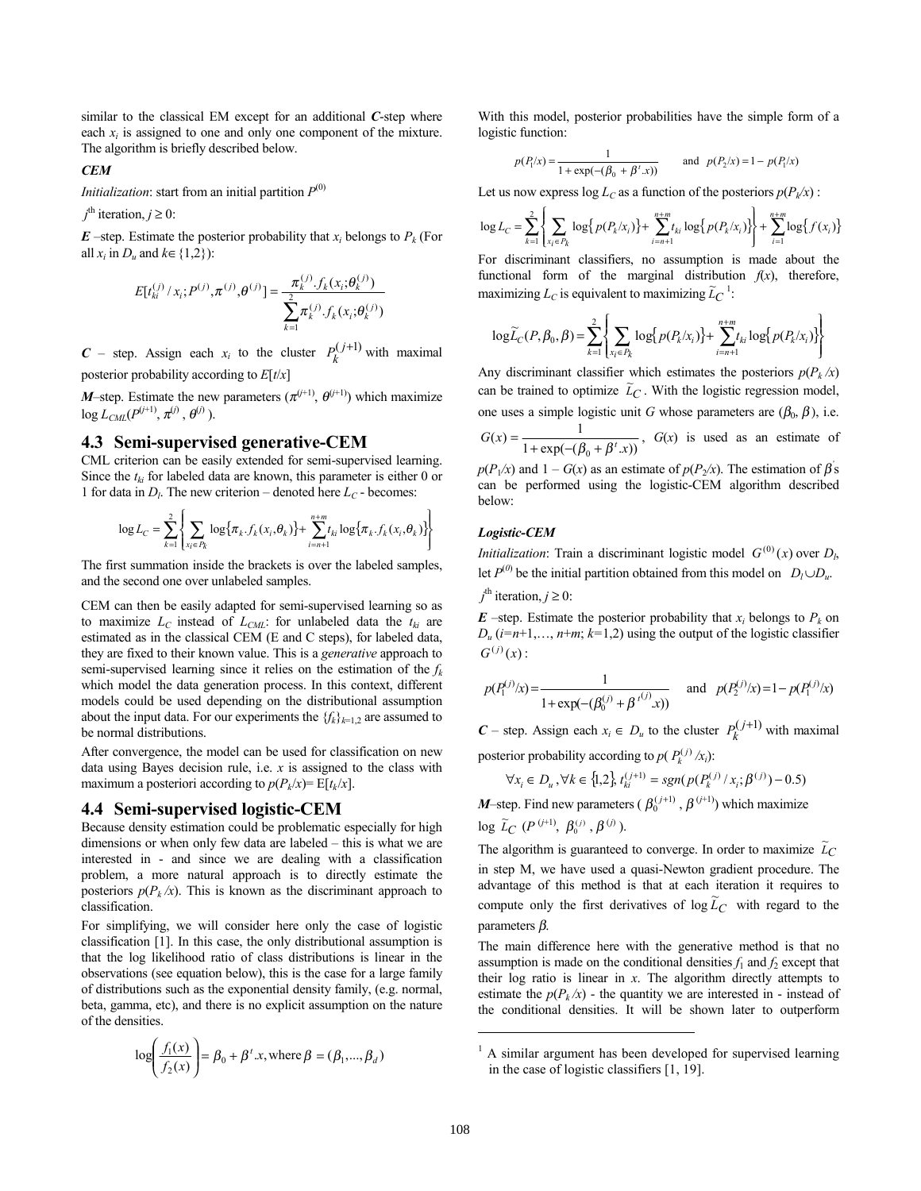similar to the classical EM except for an additional ***C***-step where each $x_i$ is assigned to one and only one component of the mixture. The algorithm is briefly described below.

***CEM***

*Initialization*: start from an initial partition $P^{(0)}$

$j^{\text{th}}$ iteration, $j \geq 0$:

***E*** –step. Estimate the posterior probability that $x_i$ belongs to $P_k$ (For all $x_i$ in $D_u$ and $k\in\{1,2\}$):

$$E[t_{ki}^{(j)} / x_i; P^{(j)}, \pi^{(j)}, \theta^{(j)}] = \frac{\pi_k^{(j)}.f_k(x_i;\theta_k^{(j)})}{\sum_{k=1}^{2}\pi_k^{(j)}.f_k(x_i;\theta_k^{(j)})}$$

***C*** – step. Assign each $x_i$ to the cluster $P_k^{(j+1)}$ with maximal posterior probability according to $E[t/x]$

***M***–step. Estimate the new parameters ($\pi^{(j+1)}$, $\theta^{(j+1)}$) which maximize $\log L_{CML}(P^{(j+1)}, \pi^{(j)}, \theta^{(j)})$.

## 4.3 Semi-supervised generative-CEM

CML criterion can be easily extended for semi-supervised learning. Since the $t_{ki}$ for labeled data are known, this parameter is either 0 or 1 for data in $D_l$. The new criterion – denoted here $L_C$ - becomes:

$$\log L_C = \sum_{k=1}^{2}\left\{\sum_{x_i\in P_k}\log\{\pi_k.f_k(x_i,\theta_k)\} + \sum_{i=n+1}^{n+m} t_{ki}\log\{\pi_k.f_k(x_i,\theta_k)\}\right\}$$

The first summation inside the brackets is over the labeled samples, and the second one over unlabeled samples.

CEM can then be easily adapted for semi-supervised learning so as to maximize $L_C$ instead of $L_{CML}$: for unlabeled data the $t_{ki}$ are estimated as in the classical CEM (E and C steps), for labeled data, they are fixed to their known value. This is a *generative* approach to semi-supervised learning since it relies on the estimation of the $f_k$ which model the data generation process. In this context, different models could be used depending on the distributional assumption about the input data. For our experiments the $\{f_k\}_{k=1,2}$ are assumed to be normal distributions.

After convergence, the model can be used for classification on new data using Bayes decision rule, i.e. $x$ is assigned to the class with maximum a posteriori according to $p(P_k/x)= E[t_k/x]$.

## 4.4 Semi-supervised logistic-CEM

Because density estimation could be problematic especially for high dimensions or when only few data are labeled – this is what we are interested in - and since we are dealing with a classification problem, a more natural approach is to directly estimate the posteriors $p(P_k/x)$. This is known as the discriminant approach to classification.

For simplifying, we will consider here only the case of logistic classification [1]. In this case, the only distributional assumption is that the log likelihood ratio of class distributions is linear in the observations (see equation below), this is the case for a large family of distributions such as the exponential density family, (e.g. normal, beta, gamma, etc), and there is no explicit assumption on the nature of the densities.

$$\log\left(\frac{f_1(x)}{f_2(x)}\right) = \beta_0 + \beta^t.x, \text{where } \beta = (\beta_1,...,\beta_d)$$

With this model, posterior probabilities have the simple form of a logistic function:

$$p(P_1/x) = \frac{1}{1+\exp(-(\beta_0+\beta^t.x))} \quad \text{and} \quad p(P_2/x) = 1 - p(P_1/x)$$

Let us now express $\log L_C$ as a function of the posteriors $p(P_k/x)$ :

$$\log L_C = \sum_{k=1}^{2}\left\{\sum_{x_i\in P_k}\log\{p(P_k/x_i)\} + \sum_{i=n+1}^{n+m} t_{ki}\log\{p(P_k/x_i)\}\right\} + \sum_{i=1}^{n+m}\log\{f(x_i)\}$$

For discriminant classifiers, no assumption is made about the functional form of the marginal distribution $f(x)$, therefore, maximizing $L_C$ is equivalent to maximizing $\tilde{L}_C$ [1]:

$$\log\tilde{L}_C(P,\beta_0,\beta) = \sum_{k=1}^{2}\left\{\sum_{x_i\in P_k}\log\{p(P_k/x_i)\} + \sum_{i=n+1}^{n+m} t_{ki}\log\{p(P_k/x_i)\}\right\}$$

Any discriminant classifier which estimates the posteriors $p(P_k/x)$ can be trained to optimize $\tilde{L}_C$. With the logistic regression model, one uses a simple logistic unit $G$ whose parameters are ($\beta_0$, $\beta$), i.e. $G(x) = \frac{1}{1+\exp(-(\beta_0+\beta^t.x))}$, $G(x)$ is used as an estimate of $p(P_1/x)$ and $1 - G(x)$ as an estimate of $p(P_2/x)$. The estimation of $\beta'$s can be performed using the logistic-CEM algorithm described below:

***Logistic-CEM***

*Initialization*: Train a discriminant logistic model $G^{(0)}(x)$ over $D_l$, let $P^{(0)}$ be the initial partition obtained from this model on $D_l \cup D_u$.

$j^{\text{th}}$ iteration, $j \geq 0$:

***E*** –step. Estimate the posterior probability that $x_i$ belongs to $P_k$ on $D_u$ ($i$=$n$+1,…, $n$+$m$; $k$=1,2) using the output of the logistic classifier $G^{(j)}(x)$ :

$$p(P_1^{(j)}/x) = \frac{1}{1+\exp(-(\beta_0^{(j)}+\beta^{t(j)}.x))} \quad \text{and} \quad p(P_2^{(j)}/x) = 1 - p(P_1^{(j)}/x)$$

***C*** – step. Assign each $x_i \in D_u$ to the cluster $P_k^{(j+1)}$ with maximal posterior probability according to $p(P_k^{(j)}/x_i)$:

$$\forall x_i \in D_u, \forall k \in \{1,2\}, t_{ki}^{(j+1)} = sgn(p(P_k^{(j)}/x_i;\beta^{(j)}) - 0.5)$$

***M***–step. Find new parameters ($\beta_0^{(j+1)}$, $\beta^{(j+1)}$) which maximize $\log\tilde{L}_C(P^{(j+1)}, \beta_0^{(j)}, \beta^{(j)})$.

The algorithm is guaranteed to converge. In order to maximize $\tilde{L}_C$ in step M, we have used a quasi-Newton gradient procedure. The advantage of this method is that at each iteration it requires to compute only the first derivatives of $\log\tilde{L}_C$ with regard to the parameters $\beta$.

The main difference here with the generative method is that no assumption is made on the conditional densities $f_1$ and $f_2$ except that their log ratio is linear in $x$. The algorithm directly attempts to estimate the $p(P_k/x)$ - the quantity we are interested in - instead of the conditional densities. It will be shown later to outperform

[1] A similar argument has been developed for supervised learning in the case of logistic classifiers [1, 19].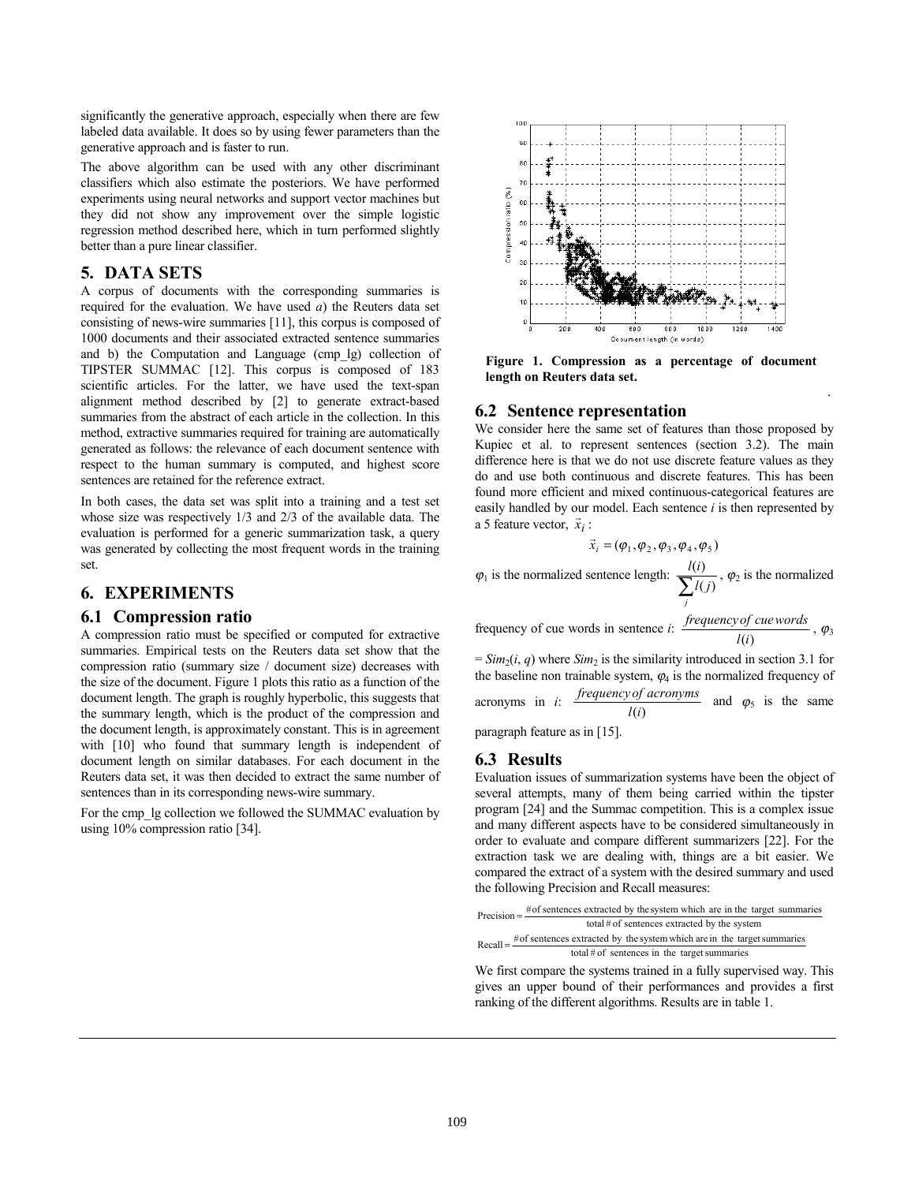significantly the generative approach, especially when there are few labeled data available. It does so by using fewer parameters than the generative approach and is faster to run.

The above algorithm can be used with any other discriminant classifiers which also estimate the posteriors. We have performed experiments using neural networks and support vector machines but they did not show any improvement over the simple logistic regression method described here, which in turn performed slightly better than a pure linear classifier.

## 5. DATA SETS

A corpus of documents with the corresponding summaries is required for the evaluation. We have used *a*) the Reuters data set consisting of news-wire summaries [11], this corpus is composed of 1000 documents and their associated extracted sentence summaries and b) the Computation and Language (cmp_lg) collection of TIPSTER SUMMAC [12]. This corpus is composed of 183 scientific articles. For the latter, we have used the text-span alignment method described by [2] to generate extract-based summaries from the abstract of each article in the collection. In this method, extractive summaries required for training are automatically generated as follows: the relevance of each document sentence with respect to the human summary is computed, and highest score sentences are retained for the reference extract.

In both cases, the data set was split into a training and a test set whose size was respectively 1/3 and 2/3 of the available data. The evaluation is performed for a generic summarization task, a query was generated by collecting the most frequent words in the training set.

## 6. EXPERIMENTS

### 6.1 Compression ratio

A compression ratio must be specified or computed for extractive summaries. Empirical tests on the Reuters data set show that the compression ratio (summary size / document size) decreases with the size of the document. Figure 1 plots this ratio as a function of the document length. The graph is roughly hyperbolic, this suggests that the summary length, which is the product of the compression and the document length, is approximately constant. This is in agreement with [10] who found that summary length is independent of document length on similar databases. For each document in the Reuters data set, it was then decided to extract the same number of sentences than in its corresponding news-wire summary.

For the cmp_lg collection we followed the SUMMAC evaluation by using 10% compression ratio [34].

**Figure 1. Compression as a percentage of document length on Reuters data set.**

### 6.2 Sentence representation

We consider here the same set of features than those proposed by Kupiec et al. to represent sentences (section 3.2). The main difference here is that we do not use discrete feature values as they do and use both continuous and discrete features. This has been found more efficient and mixed continuous-categorical features are easily handled by our model. Each sentence *i* is then represented by a 5 feature vector, $\vec{x}_i$ :

$$\vec{x}_i = (\varphi_1, \varphi_2, \varphi_3, \varphi_4, \varphi_5)$$

$\varphi_1$ is the normalized sentence length: $\frac{l(i)}{\sum_j l(j)}$, $\varphi_2$ is the normalized frequency of cue words in sentence *i*: $\frac{frequency\ of\ cue\ words}{l(i)}$, $\varphi_3$ = $Sim_2(i, q)$ where $Sim_2$ is the similarity introduced in section 3.1 for the baseline non trainable system, $\varphi_4$ is the normalized frequency of acronyms in *i*: $\frac{frequency\ of\ acronyms}{l(i)}$ and $\varphi_5$ is the same paragraph feature as in [15].

### 6.3 Results

Evaluation issues of summarization systems have been the object of several attempts, many of them being carried within the tipster program [24] and the Summac competition. This is a complex issue and many different aspects have to be considered simultaneously in order to evaluate and compare different summarizers [22]. For the extraction task we are dealing with, things are a bit easier. We compared the extract of a system with the desired summary and used the following Precision and Recall measures:

$$\text{Precision} = \frac{\#\text{ of sentences extracted by the system which are in the target summaries}}{\text{total }\#\text{ of sentences extracted by the system}}$$

$$\text{Recall} = \frac{\#\text{ of sentences extracted by the system which are in the target summaries}}{\text{total }\#\text{ of sentences in the target summaries}}$$

We first compare the systems trained in a fully supervised way. This gives an upper bound of their performances and provides a first ranking of the different algorithms. Results are in table 1.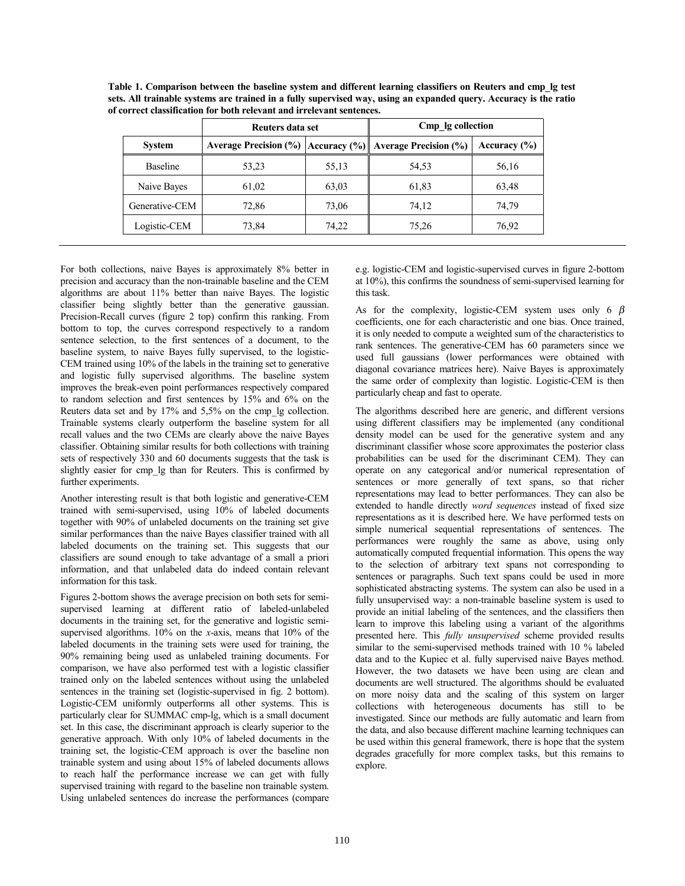**Table 1. Comparison between the baseline system and different learning classifiers on Reuters and cmp_lg test sets. All trainable systems are trained in a fully supervised way, using an expanded query. Accuracy is the ratio of correct classification for both relevant and irrelevant sentences.**

| | Reuters data set | | Cmp_lg collection | |
|---|---|---|---|---|
| **System** | **Average Precision (%)** | **Accuracy (%)** | **Average Precision (%)** | **Accuracy (%)** |
| Baseline | 53,23 | 55,13 | 54,53 | 56,16 |
| Naive Bayes | 61,02 | 63,03 | 61,83 | 63,48 |
| Generative-CEM | 72,86 | 73,06 | 74,12 | 74,79 |
| Logistic-CEM | 73,84 | 74,22 | 75,26 | 76,92 |

For both collections, naive Bayes is approximately 8% better in precision and accuracy than the non-trainable baseline and the CEM algorithms are about 11% better than naive Bayes. The logistic classifier being slightly better than the generative gaussian. Precision-Recall curves (figure 2 top) confirm this ranking. From bottom to top, the curves correspond respectively to a random sentence selection, to the first sentences of a document, to the baseline system, to naive Bayes fully supervised, to the logistic-CEM trained using 10% of the labels in the training set to generative and logistic fully supervised algorithms. The baseline system improves the break-even point performances respectively compared to random selection and first sentences by 15% and 6% on the Reuters data set and by 17% and 5,5% on the cmp_lg collection. Trainable systems clearly outperform the baseline system for all recall values and the two CEMs are clearly above the naive Bayes classifier. Obtaining similar results for both collections with training sets of respectively 330 and 60 documents suggests that the task is slightly easier for cmp_lg than for Reuters. This is confirmed by further experiments.

Another interesting result is that both logistic and generative-CEM trained with semi-supervised, using 10% of labeled documents together with 90% of unlabeled documents on the training set give similar performances than the naive Bayes classifier trained with all labeled documents on the training set. This suggests that our classifiers are sound enough to take advantage of a small a priori information, and that unlabeled data do indeed contain relevant information for this task.

Figures 2-bottom shows the average precision on both sets for semi-supervised learning at different ratio of labeled-unlabeled documents in the training set, for the generative and logistic semi-supervised algorithms. 10% on the *x*-axis, means that 10% of the labeled documents in the training sets were used for training, the 90% remaining being used as unlabeled training documents. For comparison, we have also performed test with a logistic classifier trained only on the labeled sentences without using the unlabeled sentences in the training set (logistic-supervised in fig. 2 bottom). Logistic-CEM uniformly outperforms all other systems. This is particularly clear for SUMMAC cmp-lg, which is a small document set. In this case, the discriminant approach is clearly superior to the generative approach. With only 10% of labeled documents in the training set, the logistic-CEM approach is over the baseline non trainable system and using about 15% of labeled documents allows to reach half the performance increase we can get with fully supervised training with regard to the baseline non trainable system. Using unlabeled sentences do increase the performances (compare e.g. logistic-CEM and logistic-supervised curves in figure 2-bottom at 10%), this confirms the soundness of semi-supervised learning for this task.

As for the complexity, logistic-CEM system uses only 6 $\beta$ coefficients, one for each characteristic and one bias. Once trained, it is only needed to compute a weighted sum of the characteristics to rank sentences. The generative-CEM has 60 parameters since we used full gaussians (lower performances were obtained with diagonal covariance matrices here). Naive Bayes is approximately the same order of complexity than logistic. Logistic-CEM is then particularly cheap and fast to operate.

The algorithms described here are generic, and different versions using different classifiers may be implemented (any conditional density model can be used for the generative system and any discriminant classifier whose score approximates the posterior class probabilities can be used for the discriminant CEM). They can operate on any categorical and/or numerical representation of sentences or more generally of text spans, so that richer representations may lead to better performances. They can also be extended to handle directly *word sequences* instead of fixed size representations as it is described here. We have performed tests on simple numerical sequential representations of sentences. The performances were roughly the same as above, using only automatically computed frequential information. This opens the way to the selection of arbitrary text spans not corresponding to sentences or paragraphs. Such text spans could be used in more sophisticated abstracting systems. The system can also be used in a fully unsupervised way: a non-trainable baseline system is used to provide an initial labeling of the sentences, and the classifiers then learn to improve this labeling using a variant of the algorithms presented here. This *fully unsupervised* scheme provided results similar to the semi-supervised methods trained with 10 % labeled data and to the Kupiec et al. fully supervised naive Bayes method. However, the two datasets we have been using are clean and documents are well structured. The algorithms should be evaluated on more noisy data and the scaling of this system on larger collections with heterogeneous documents has still to be investigated. Since our methods are fully automatic and learn from the data, and also because different machine learning techniques can be used within this general framework, there is hope that the system degrades gracefully for more complex tasks, but this remains to explore.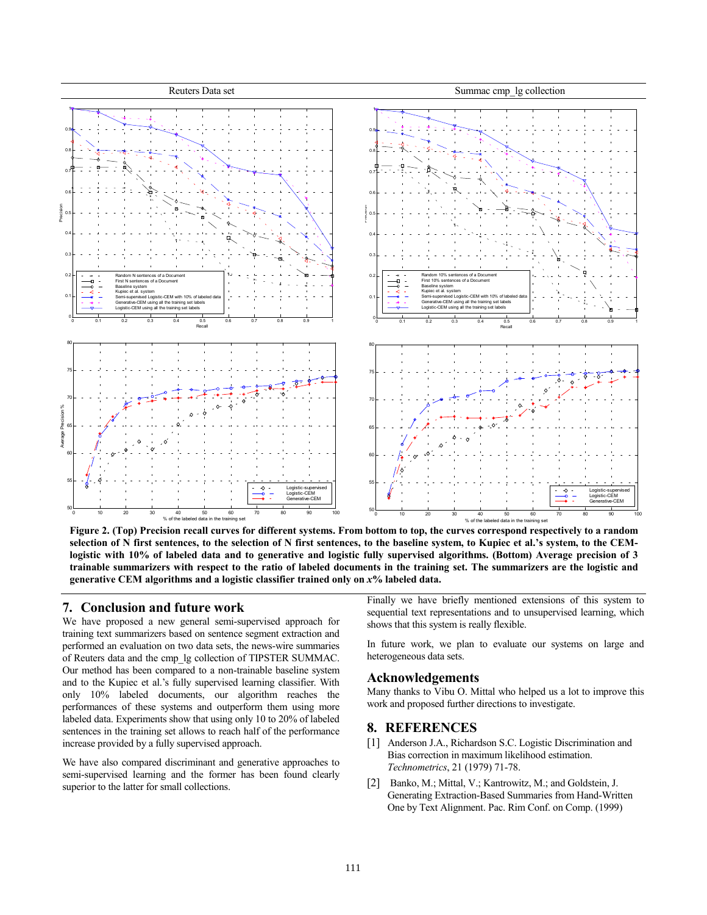Reuters Data set

Summac cmp_lg collection

**Figure 2. (Top) Precision recall curves for different systems. From bottom to top, the curves correspond respectively to a random selection of N first sentences, to the selection of N first sentences, to the baseline system, to Kupiec et al.'s system, to the CEM-logistic with 10% of labeled data and to generative and logistic fully supervised algorithms. (Bottom) Average precision of 3 trainable summarizers with respect to the ratio of labeled documents in the training set. The summarizers are the logistic and generative CEM algorithms and a logistic classifier trained only on *x*% labeled data.**

## 7. Conclusion and future work

We have proposed a new general semi-supervised approach for training text summarizers based on sentence segment extraction and performed an evaluation on two data sets, the news-wire summaries of Reuters data and the cmp_lg collection of TIPSTER SUMMAC. Our method has been compared to a non-trainable baseline system and to the Kupiec et al.'s fully supervised learning classifier. With only 10% labeled documents, our algorithm reaches the performances of these systems and outperform them using more labeled data. Experiments show that using only 10 to 20% of labeled sentences in the training set allows to reach half of the performance increase provided by a fully supervised approach.

We have also compared discriminant and generative approaches to semi-supervised learning and the former has been found clearly superior to the latter for small collections.

Finally we have briefly mentioned extensions of this system to sequential text representations and to unsupervised learning, which shows that this system is really flexible.

In future work, we plan to evaluate our systems on large and heterogeneous data sets.

## Acknowledgements

Many thanks to Vibu O. Mittal who helped us a lot to improve this work and proposed further directions to investigate.

## 8. REFERENCES

[1] Anderson J.A., Richardson S.C. Logistic Discrimination and Bias correction in maximum likelihood estimation. *Technometrics*, 21 (1979) 71-78.

[2] Banko, M.; Mittal, V.; Kantrowitz, M.; and Goldstein, J. Generating Extraction-Based Summaries from Hand-Written One by Text Alignment. Pac. Rim Conf. on Comp. (1999)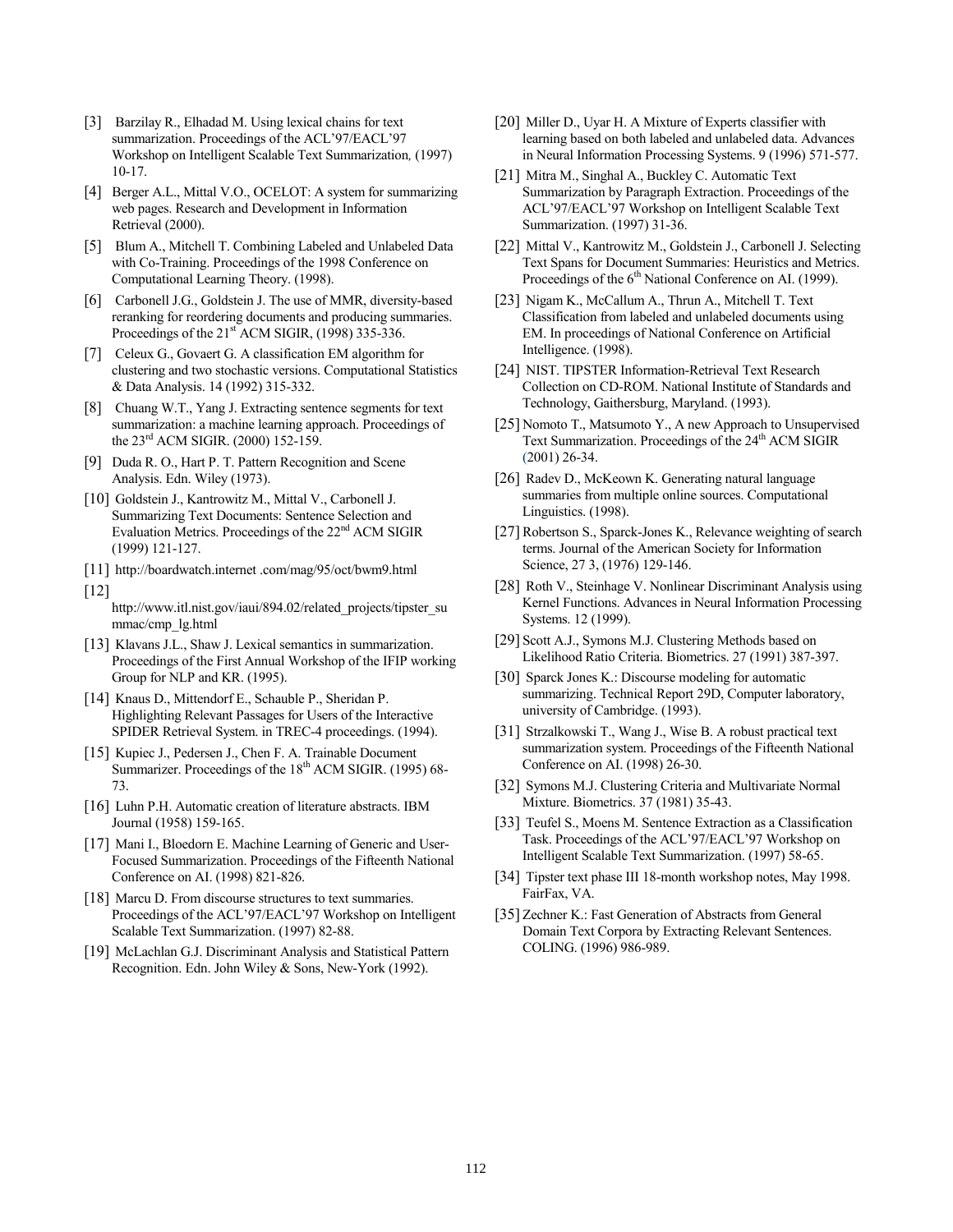[3] Barzilay R., Elhadad M. Using lexical chains for text summarization. Proceedings of the ACL'97/EACL'97 Workshop on Intelligent Scalable Text Summarization, (1997) 10-17.

[4] Berger A.L., Mittal V.O., OCELOT: A system for summarizing web pages. Research and Development in Information Retrieval (2000).

[5] Blum A., Mitchell T. Combining Labeled and Unlabeled Data with Co-Training. Proceedings of the 1998 Conference on Computational Learning Theory. (1998).

[6] Carbonell J.G., Goldstein J. The use of MMR, diversity-based reranking for reordering documents and producing summaries. Proceedings of the 21st ACM SIGIR, (1998) 335-336.

[7] Celeux G., Govaert G. A classification EM algorithm for clustering and two stochastic versions. Computational Statistics & Data Analysis. 14 (1992) 315-332.

[8] Chuang W.T., Yang J. Extracting sentence segments for text summarization: a machine learning approach. Proceedings of the 23rd ACM SIGIR. (2000) 152-159.

[9] Duda R. O., Hart P. T. Pattern Recognition and Scene Analysis. Edn. Wiley (1973).

[10] Goldstein J., Kantrowitz M., Mittal V., Carbonell J. Summarizing Text Documents: Sentence Selection and Evaluation Metrics. Proceedings of the 22nd ACM SIGIR (1999) 121-127.

[11] http://boardwatch.internet .com/mag/95/oct/bwm9.html

[12] http://www.itl.nist.gov/iaui/894.02/related_projects/tipster_summac/cmp_lg.html

[13] Klavans J.L., Shaw J. Lexical semantics in summarization. Proceedings of the First Annual Workshop of the IFIP working Group for NLP and KR. (1995).

[14] Knaus D., Mittendorf E., Schauble P., Sheridan P. Highlighting Relevant Passages for Users of the Interactive SPIDER Retrieval System. in TREC-4 proceedings. (1994).

[15] Kupiec J., Pedersen J., Chen F. A. Trainable Document Summarizer. Proceedings of the 18th ACM SIGIR. (1995) 68-73.

[16] Luhn P.H. Automatic creation of literature abstracts. IBM Journal (1958) 159-165.

[17] Mani I., Bloedorn E. Machine Learning of Generic and User-Focused Summarization. Proceedings of the Fifteenth National Conference on AI. (1998) 821-826.

[18] Marcu D. From discourse structures to text summaries. Proceedings of the ACL'97/EACL'97 Workshop on Intelligent Scalable Text Summarization. (1997) 82-88.

[19] McLachlan G.J. Discriminant Analysis and Statistical Pattern Recognition. Edn. John Wiley & Sons, New-York (1992).

[20] Miller D., Uyar H. A Mixture of Experts classifier with learning based on both labeled and unlabeled data. Advances in Neural Information Processing Systems. 9 (1996) 571-577.

[21] Mitra M., Singhal A., Buckley C. Automatic Text Summarization by Paragraph Extraction. Proceedings of the ACL'97/EACL'97 Workshop on Intelligent Scalable Text Summarization. (1997) 31-36.

[22] Mittal V., Kantrowitz M., Goldstein J., Carbonell J. Selecting Text Spans for Document Summaries: Heuristics and Metrics. Proceedings of the 6th National Conference on AI. (1999).

[23] Nigam K., McCallum A., Thrun A., Mitchell T. Text Classification from labeled and unlabeled documents using EM. In proceedings of National Conference on Artificial Intelligence. (1998).

[24] NIST. TIPSTER Information-Retrieval Text Research Collection on CD-ROM. National Institute of Standards and Technology, Gaithersburg, Maryland. (1993).

[25] Nomoto T., Matsumoto Y., A new Approach to Unsupervised Text Summarization. Proceedings of the 24th ACM SIGIR (2001) 26-34.

[26] Radev D., McKeown K. Generating natural language summaries from multiple online sources. Computational Linguistics. (1998).

[27] Robertson S., Sparck-Jones K., Relevance weighting of search terms. Journal of the American Society for Information Science, 27 3, (1976) 129-146.

[28] Roth V., Steinhage V. Nonlinear Discriminant Analysis using Kernel Functions. Advances in Neural Information Processing Systems. 12 (1999).

[29] Scott A.J., Symons M.J. Clustering Methods based on Likelihood Ratio Criteria. Biometrics. 27 (1991) 387-397.

[30] Sparck Jones K.: Discourse modeling for automatic summarizing. Technical Report 29D, Computer laboratory, university of Cambridge. (1993).

[31] Strzalkowski T., Wang J., Wise B. A robust practical text summarization system. Proceedings of the Fifteenth National Conference on AI. (1998) 26-30.

[32] Symons M.J. Clustering Criteria and Multivariate Normal Mixture. Biometrics. 37 (1981) 35-43.

[33] Teufel S., Moens M. Sentence Extraction as a Classification Task. Proceedings of the ACL'97/EACL'97 Workshop on Intelligent Scalable Text Summarization. (1997) 58-65.

[34] Tipster text phase III 18-month workshop notes, May 1998. FairFax, VA.

[35] Zechner K.: Fast Generation of Abstracts from General Domain Text Corpora by Extracting Relevant Sentences. COLING. (1996) 986-989.